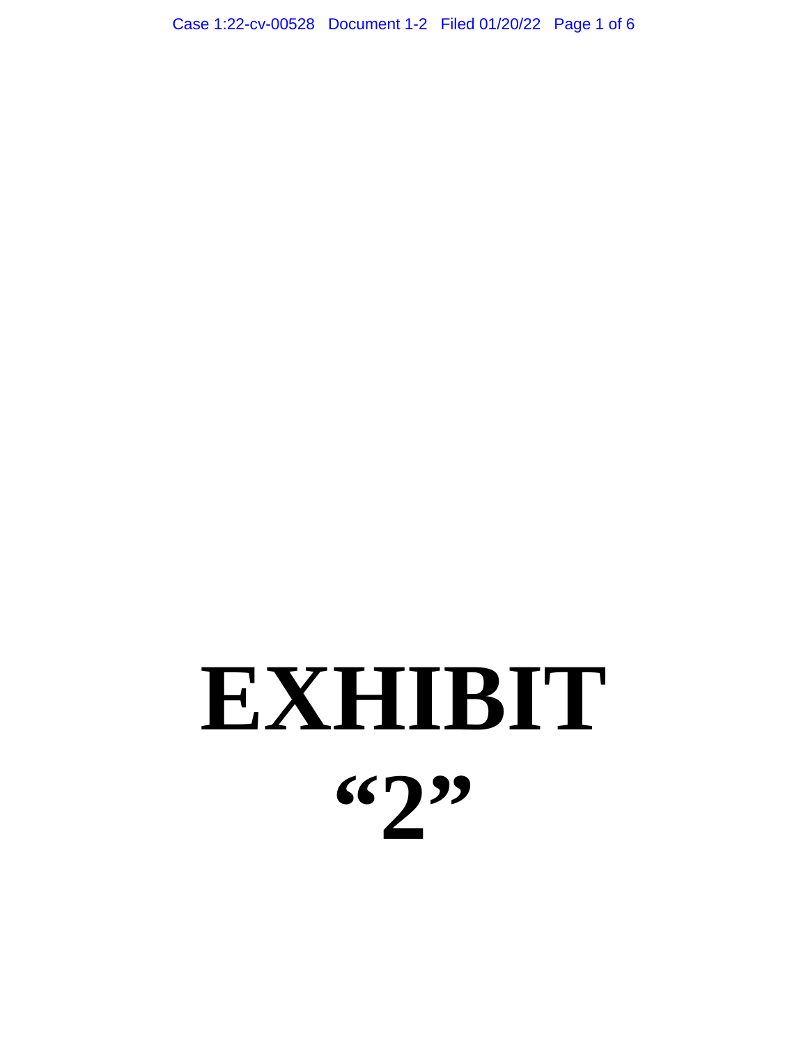# EXHIBIT "2"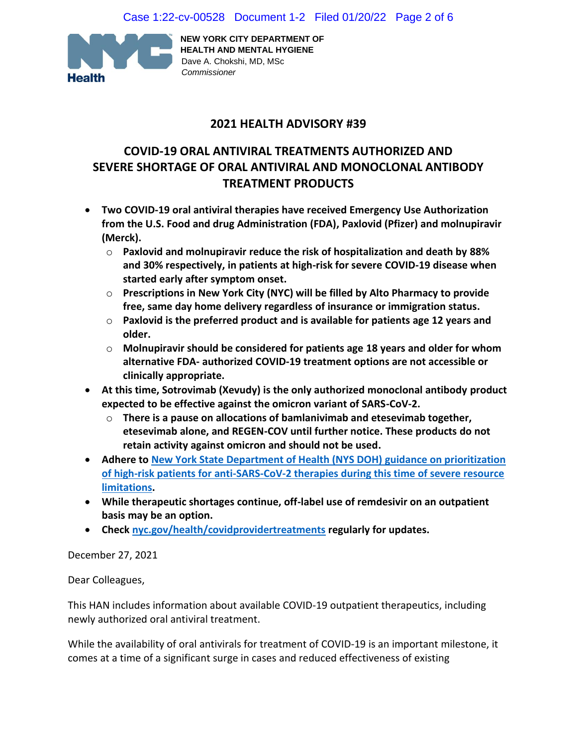NEW YORK CITY DEPARTMENT OF HEALTH AND MENTAL HYGIENE
Dave A. Chokshi, MD, MSc
*Commissioner*

## 2021 HEALTH ADVISORY #39

## COVID-19 ORAL ANTIVIRAL TREATMENTS AUTHORIZED AND SEVERE SHORTAGE OF ORAL ANTIVIRAL AND MONOCLONAL ANTIBODY TREATMENT PRODUCTS

- **Two COVID-19 oral antiviral therapies have received Emergency Use Authorization from the U.S. Food and drug Administration (FDA), Paxlovid (Pfizer) and molnupiravir (Merck).**
  - **Paxlovid and molnupiravir reduce the risk of hospitalization and death by 88% and 30% respectively, in patients at high-risk for severe COVID-19 disease when started early after symptom onset.**
  - **Prescriptions in New York City (NYC) will be filled by Alto Pharmacy to provide free, same day home delivery regardless of insurance or immigration status.**
  - **Paxlovid is the preferred product and is available for patients age 12 years and older.**
  - **Molnupiravir should be considered for patients age 18 years and older for whom alternative FDA- authorized COVID-19 treatment options are not accessible or clinically appropriate.**
- **At this time, Sotrovimab (Xevudy) is the only authorized monoclonal antibody product expected to be effective against the omicron variant of SARS-CoV-2.**
  - **There is a pause on allocations of bamlanivimab and etesevimab together, etesevimab alone, and REGEN-COV until further notice. These products do not retain activity against omicron and should not be used.**
- **Adhere to New York State Department of Health (NYS DOH) guidance on prioritization of high-risk patients for anti-SARS-CoV-2 therapies during this time of severe resource limitations.**
- **While therapeutic shortages continue, off-label use of remdesivir on an outpatient basis may be an option.**
- **Check nyc.gov/health/covidprovidertreatments regularly for updates.**

December 27, 2021

Dear Colleagues,

This HAN includes information about available COVID-19 outpatient therapeutics, including newly authorized oral antiviral treatment.

While the availability of oral antivirals for treatment of COVID-19 is an important milestone, it comes at a time of a significant surge in cases and reduced effectiveness of existing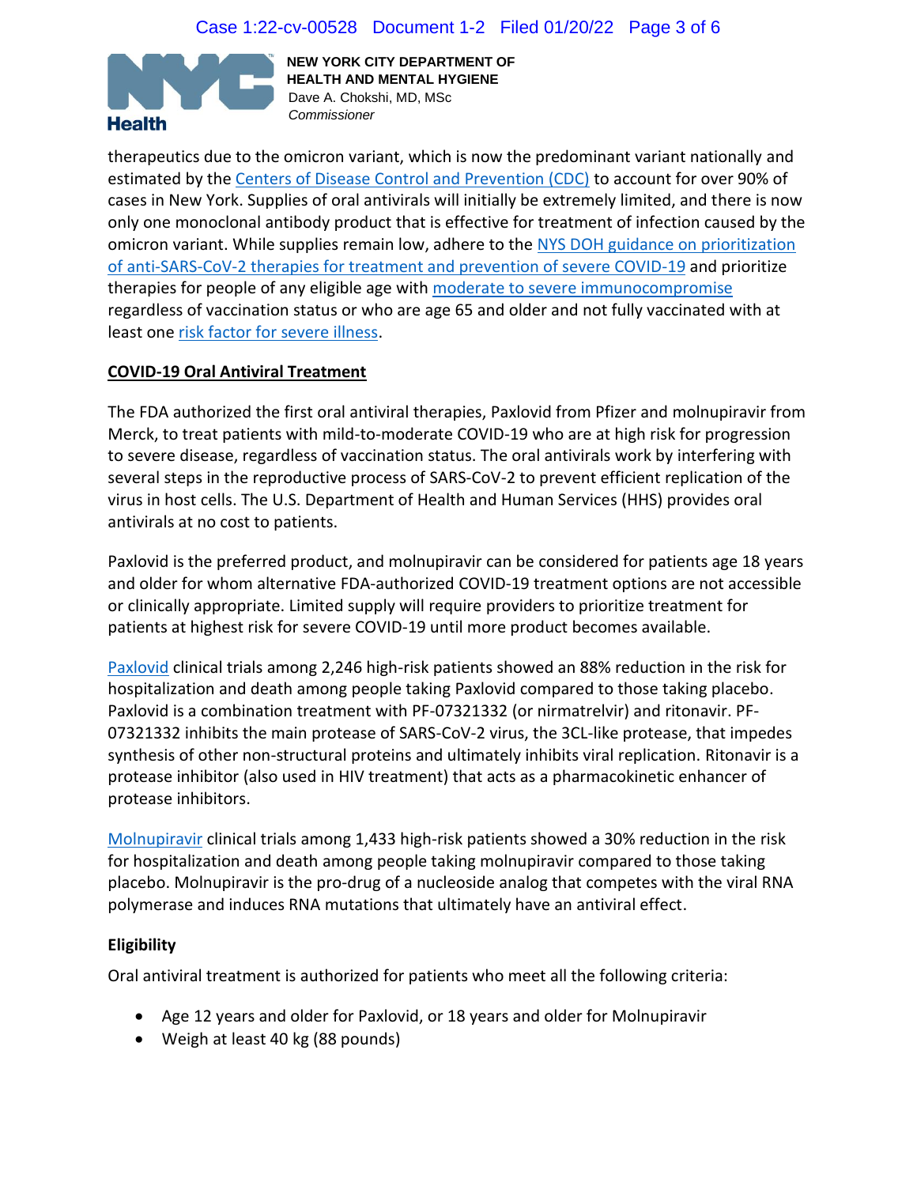NEW YORK CITY DEPARTMENT OF HEALTH AND MENTAL HYGIENE
Dave A. Chokshi, MD, MSc
*Commissioner*

therapeutics due to the omicron variant, which is now the predominant variant nationally and estimated by the Centers of Disease Control and Prevention (CDC) to account for over 90% of cases in New York. Supplies of oral antivirals will initially be extremely limited, and there is now only one monoclonal antibody product that is effective for treatment of infection caused by the omicron variant. While supplies remain low, adhere to the NYS DOH guidance on prioritization of anti-SARS-CoV-2 therapies for treatment and prevention of severe COVID-19 and prioritize therapies for people of any eligible age with moderate to severe immunocompromise regardless of vaccination status or who are age 65 and older and not fully vaccinated with at least one risk factor for severe illness.

## COVID-19 Oral Antiviral Treatment

The FDA authorized the first oral antiviral therapies, Paxlovid from Pfizer and molnupiravir from Merck, to treat patients with mild-to-moderate COVID-19 who are at high risk for progression to severe disease, regardless of vaccination status. The oral antivirals work by interfering with several steps in the reproductive process of SARS-CoV-2 to prevent efficient replication of the virus in host cells. The U.S. Department of Health and Human Services (HHS) provides oral antivirals at no cost to patients.

Paxlovid is the preferred product, and molnupiravir can be considered for patients age 18 years and older for whom alternative FDA-authorized COVID-19 treatment options are not accessible or clinically appropriate. Limited supply will require providers to prioritize treatment for patients at highest risk for severe COVID-19 until more product becomes available.

Paxlovid clinical trials among 2,246 high-risk patients showed an 88% reduction in the risk for hospitalization and death among people taking Paxlovid compared to those taking placebo. Paxlovid is a combination treatment with PF-07321332 (or nirmatrelvir) and ritonavir. PF-07321332 inhibits the main protease of SARS-CoV-2 virus, the 3CL-like protease, that impedes synthesis of other non-structural proteins and ultimately inhibits viral replication. Ritonavir is a protease inhibitor (also used in HIV treatment) that acts as a pharmacokinetic enhancer of protease inhibitors.

Molnupiravir clinical trials among 1,433 high-risk patients showed a 30% reduction in the risk for hospitalization and death among people taking molnupiravir compared to those taking placebo. Molnupiravir is the pro-drug of a nucleoside analog that competes with the viral RNA polymerase and induces RNA mutations that ultimately have an antiviral effect.

### Eligibility

Oral antiviral treatment is authorized for patients who meet all the following criteria:

- Age 12 years and older for Paxlovid, or 18 years and older for Molnupiravir
- Weigh at least 40 kg (88 pounds)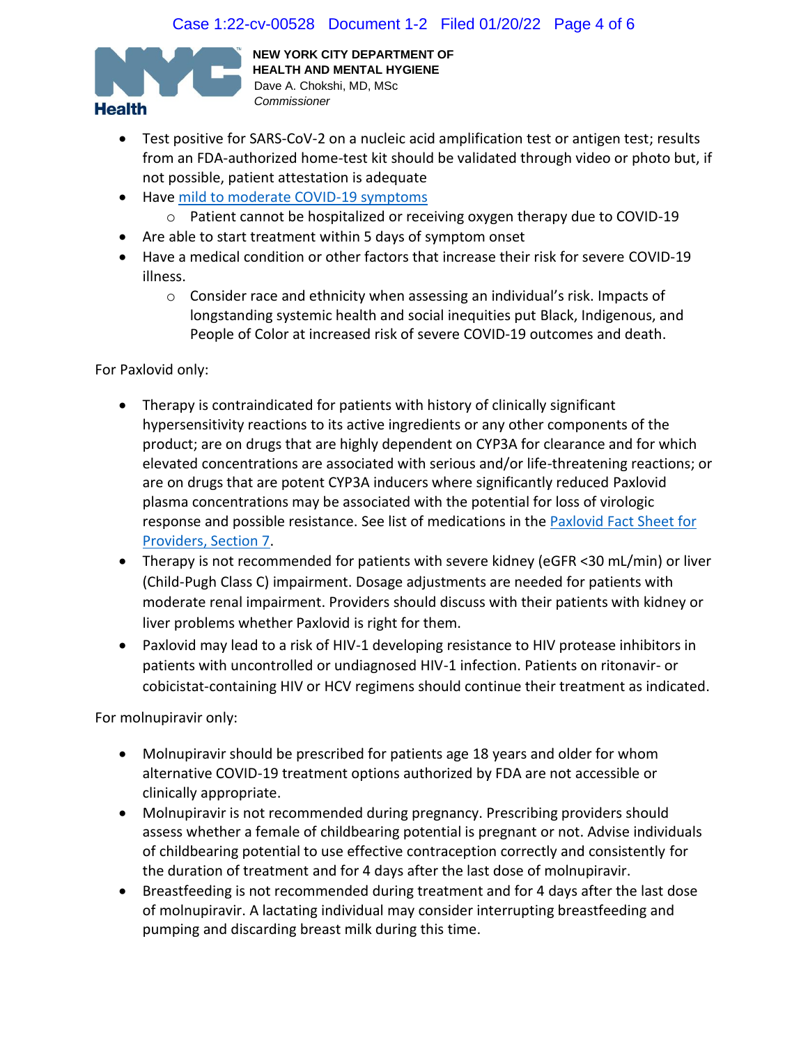NEW YORK CITY DEPARTMENT OF HEALTH AND MENTAL HYGIENE
Dave A. Chokshi, MD, MSc
*Commissioner*

- Test positive for SARS-CoV-2 on a nucleic acid amplification test or antigen test; results from an FDA-authorized home-test kit should be validated through video or photo but, if not possible, patient attestation is adequate
- Have mild to moderate COVID-19 symptoms
  - Patient cannot be hospitalized or receiving oxygen therapy due to COVID-19
- Are able to start treatment within 5 days of symptom onset
- Have a medical condition or other factors that increase their risk for severe COVID-19 illness.
  - Consider race and ethnicity when assessing an individual's risk. Impacts of longstanding systemic health and social inequities put Black, Indigenous, and People of Color at increased risk of severe COVID-19 outcomes and death.

For Paxlovid only:

- Therapy is contraindicated for patients with history of clinically significant hypersensitivity reactions to its active ingredients or any other components of the product; are on drugs that are highly dependent on CYP3A for clearance and for which elevated concentrations are associated with serious and/or life-threatening reactions; or are on drugs that are potent CYP3A inducers where significantly reduced Paxlovid plasma concentrations may be associated with the potential for loss of virologic response and possible resistance. See list of medications in the Paxlovid Fact Sheet for Providers, Section 7.
- Therapy is not recommended for patients with severe kidney (eGFR <30 mL/min) or liver (Child-Pugh Class C) impairment. Dosage adjustments are needed for patients with moderate renal impairment. Providers should discuss with their patients with kidney or liver problems whether Paxlovid is right for them.
- Paxlovid may lead to a risk of HIV-1 developing resistance to HIV protease inhibitors in patients with uncontrolled or undiagnosed HIV-1 infection. Patients on ritonavir- or cobicistat-containing HIV or HCV regimens should continue their treatment as indicated.

For molnupiravir only:

- Molnupiravir should be prescribed for patients age 18 years and older for whom alternative COVID-19 treatment options authorized by FDA are not accessible or clinically appropriate.
- Molnupiravir is not recommended during pregnancy. Prescribing providers should assess whether a female of childbearing potential is pregnant or not. Advise individuals of childbearing potential to use effective contraception correctly and consistently for the duration of treatment and for 4 days after the last dose of molnupiravir.
- Breastfeeding is not recommended during treatment and for 4 days after the last dose of molnupiravir. A lactating individual may consider interrupting breastfeeding and pumping and discarding breast milk during this time.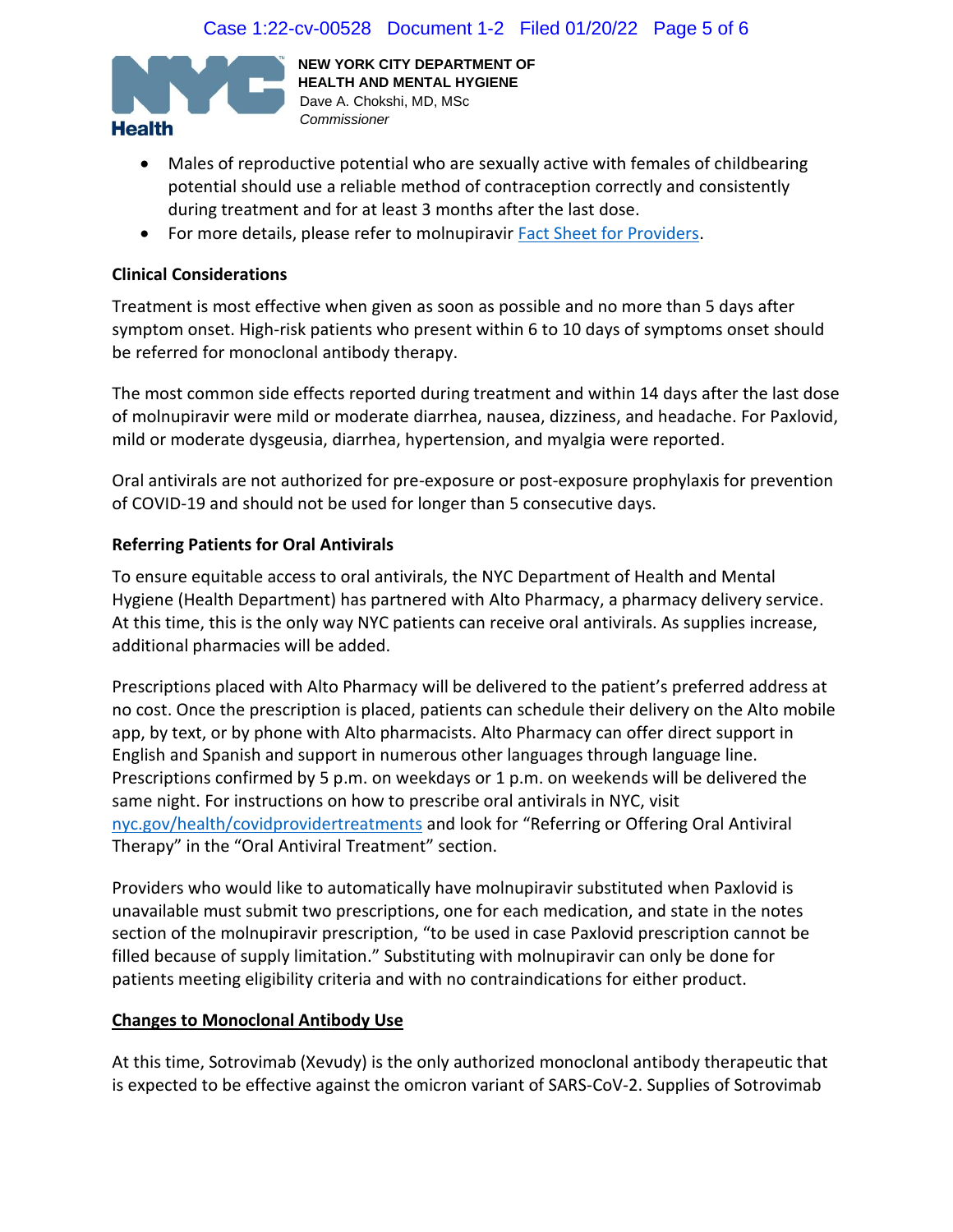- Males of reproductive potential who are sexually active with females of childbearing potential should use a reliable method of contraception correctly and consistently during treatment and for at least 3 months after the last dose.
- For more details, please refer to molnupiravir [Fact Sheet for Providers](Fact Sheet for Providers).

**Clinical Considerations**

Treatment is most effective when given as soon as possible and no more than 5 days after symptom onset. High-risk patients who present within 6 to 10 days of symptoms onset should be referred for monoclonal antibody therapy.

The most common side effects reported during treatment and within 14 days after the last dose of molnupiravir were mild or moderate diarrhea, nausea, dizziness, and headache. For Paxlovid, mild or moderate dysgeusia, diarrhea, hypertension, and myalgia were reported.

Oral antivirals are not authorized for pre-exposure or post-exposure prophylaxis for prevention of COVID-19 and should not be used for longer than 5 consecutive days.

**Referring Patients for Oral Antivirals**

To ensure equitable access to oral antivirals, the NYC Department of Health and Mental Hygiene (Health Department) has partnered with Alto Pharmacy, a pharmacy delivery service. At this time, this is the only way NYC patients can receive oral antivirals. As supplies increase, additional pharmacies will be added.

Prescriptions placed with Alto Pharmacy will be delivered to the patient's preferred address at no cost. Once the prescription is placed, patients can schedule their delivery on the Alto mobile app, by text, or by phone with Alto pharmacists. Alto Pharmacy can offer direct support in English and Spanish and support in numerous other languages through language line. Prescriptions confirmed by 5 p.m. on weekdays or 1 p.m. on weekends will be delivered the same night. For instructions on how to prescribe oral antivirals in NYC, visit nyc.gov/health/covidprovidertreatments and look for "Referring or Offering Oral Antiviral Therapy" in the "Oral Antiviral Treatment" section.

Providers who would like to automatically have molnupiravir substituted when Paxlovid is unavailable must submit two prescriptions, one for each medication, and state in the notes section of the molnupiravir prescription, "to be used in case Paxlovid prescription cannot be filled because of supply limitation." Substituting with molnupiravir can only be done for patients meeting eligibility criteria and with no contraindications for either product.

**Changes to Monoclonal Antibody Use**

At this time, Sotrovimab (Xevudy) is the only authorized monoclonal antibody therapeutic that is expected to be effective against the omicron variant of SARS-CoV-2. Supplies of Sotrovimab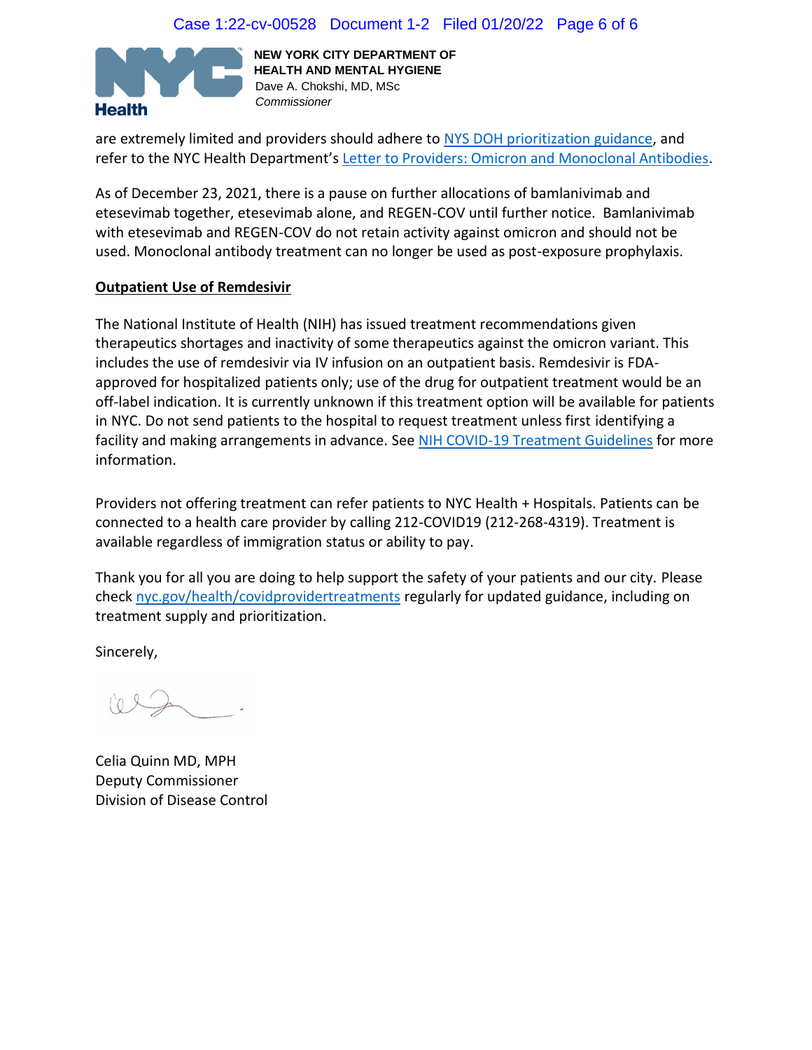**NEW YORK CITY DEPARTMENT OF HEALTH AND MENTAL HYGIENE**
Dave A. Chokshi, MD, MSc
*Commissioner*

are extremely limited and providers should adhere to NYS DOH prioritization guidance, and refer to the NYC Health Department's Letter to Providers: Omicron and Monoclonal Antibodies.

As of December 23, 2021, there is a pause on further allocations of bamlanivimab and etesevimab together, etesevimab alone, and REGEN-COV until further notice. Bamlanivimab with etesevimab and REGEN-COV do not retain activity against omicron and should not be used. Monoclonal antibody treatment can no longer be used as post-exposure prophylaxis.

**Outpatient Use of Remdesivir**

The National Institute of Health (NIH) has issued treatment recommendations given therapeutics shortages and inactivity of some therapeutics against the omicron variant. This includes the use of remdesivir via IV infusion on an outpatient basis. Remdesivir is FDA-approved for hospitalized patients only; use of the drug for outpatient treatment would be an off-label indication. It is currently unknown if this treatment option will be available for patients in NYC. Do not send patients to the hospital to request treatment unless first identifying a facility and making arrangements in advance. See NIH COVID-19 Treatment Guidelines for more information.

Providers not offering treatment can refer patients to NYC Health + Hospitals. Patients can be connected to a health care provider by calling 212-COVID19 (212-268-4319). Treatment is available regardless of immigration status or ability to pay.

Thank you for all you are doing to help support the safety of your patients and our city. Please check nyc.gov/health/covidprovidertreatments regularly for updated guidance, including on treatment supply and prioritization.

Sincerely,

Celia Quinn MD, MPH
Deputy Commissioner
Division of Disease Control